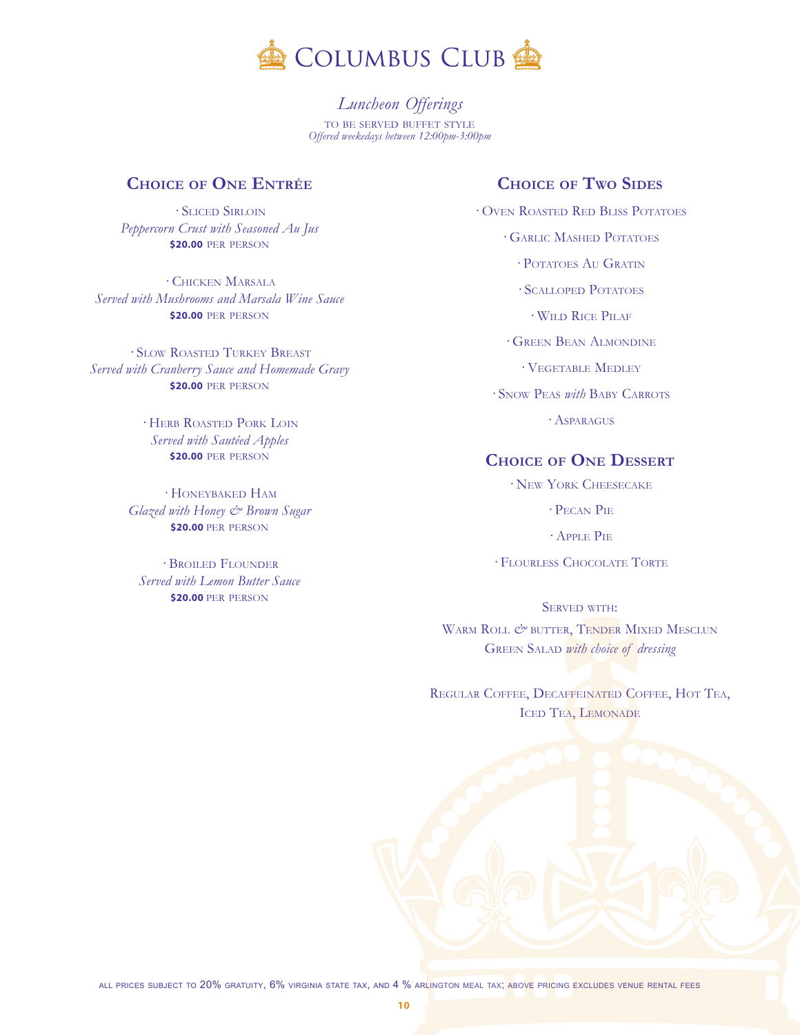# Columbus Club

*Luncheon Offerings*

TO BE SERVED BUFFET STYLE

*Offered weekedays between 12:00pm-3:00pm*

## Choice of One Entrée

· Sliced Sirloin
*Peppercorn Crust with Seasoned Au Jus*
**$20.00** PER PERSON

· Chicken Marsala
*Served with Mushrooms and Marsala Wine Sauce*
**$20.00** PER PERSON

· Slow Roasted Turkey Breast
*Served with Cranberry Sauce and Homemade Gravy*
**$20.00** PER PERSON

· Herb Roasted Pork Loin
*Served with Sautéed Apples*
**$20.00** PER PERSON

· Honeybaked Ham
*Glazed with Honey & Brown Sugar*
**$20.00** PER PERSON

· Broiled Flounder
*Served with Lemon Butter Sauce*
**$20.00** PER PERSON

## Choice of Two Sides

· Oven Roasted Red Bliss Potatoes

· Garlic Mashed Potatoes

· Potatoes Au Gratin

· Scalloped Potatoes

· Wild Rice Pilaf

· Green Bean Almondine

· Vegetable Medley

· Snow Peas *with* Baby Carrots

· Asparagus

## Choice of One Dessert

· New York Cheesecake

· Pecan Pie

· Apple Pie

· Flourless Chocolate Torte

Served with:
Warm Roll & butter, Tender Mixed Mesclun Green Salad *with choice of dressing*

Regular Coffee, Decaffeinated Coffee, Hot Tea, Iced Tea, Lemonade

ALL PRICES SUBJECT TO 20% GRATUITY, 6% VIRGINIA STATE TAX, AND 4 % ARLINGTON MEAL TAX; ABOVE PRICING EXCLUDES VENUE RENTAL FEES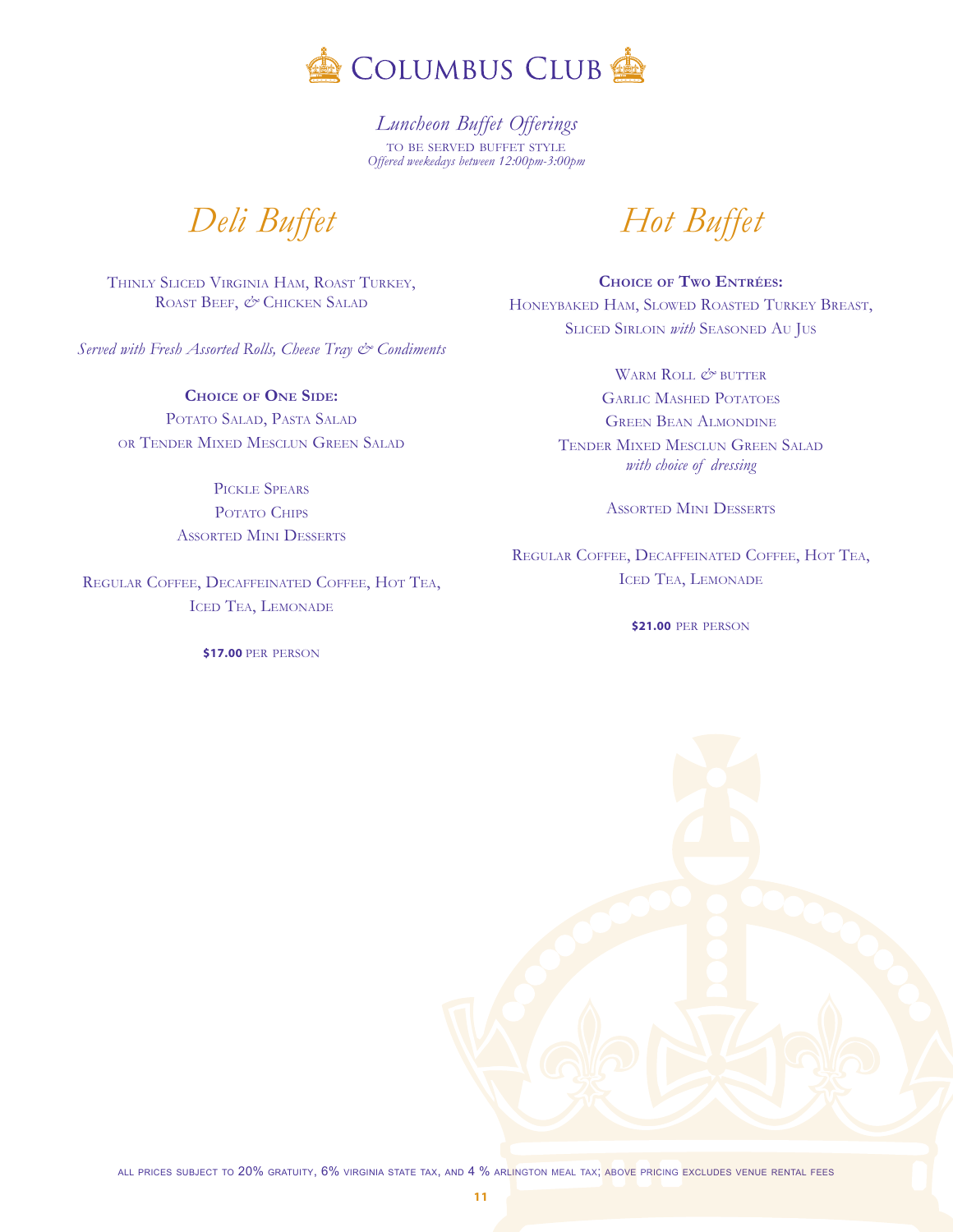# Columbus Club

*Luncheon Buffet Offerings*

TO BE SERVED BUFFET STYLE

*Offered weekedays between 12:00pm-3:00pm*

## *Deli Buffet*

Thinly Sliced Virginia Ham, Roast Turkey, Roast Beef, & Chicken Salad

*Served with Fresh Assorted Rolls, Cheese Tray & Condiments*

**Choice of One Side:**

Potato Salad, Pasta Salad or Tender Mixed Mesclun Green Salad

Pickle Spears

Potato Chips

Assorted Mini Desserts

Regular Coffee, Decaffeinated Coffee, Hot Tea, Iced Tea, Lemonade

**$17.00** per person

## *Hot Buffet*

**Choice of Two Entrées:**

Honeybaked Ham, Slowed Roasted Turkey Breast, Sliced Sirloin *with* Seasoned Au Jus

Warm Roll & butter

Garlic Mashed Potatoes

Green Bean Almondine

Tender Mixed Mesclun Green Salad *with choice of dressing*

Assorted Mini Desserts

Regular Coffee, Decaffeinated Coffee, Hot Tea, Iced Tea, Lemonade

**$21.00** per person

all prices subject to 20% gratuity, 6% virginia state tax, and 4 % arlington meal tax; above pricing excludes venue rental fees